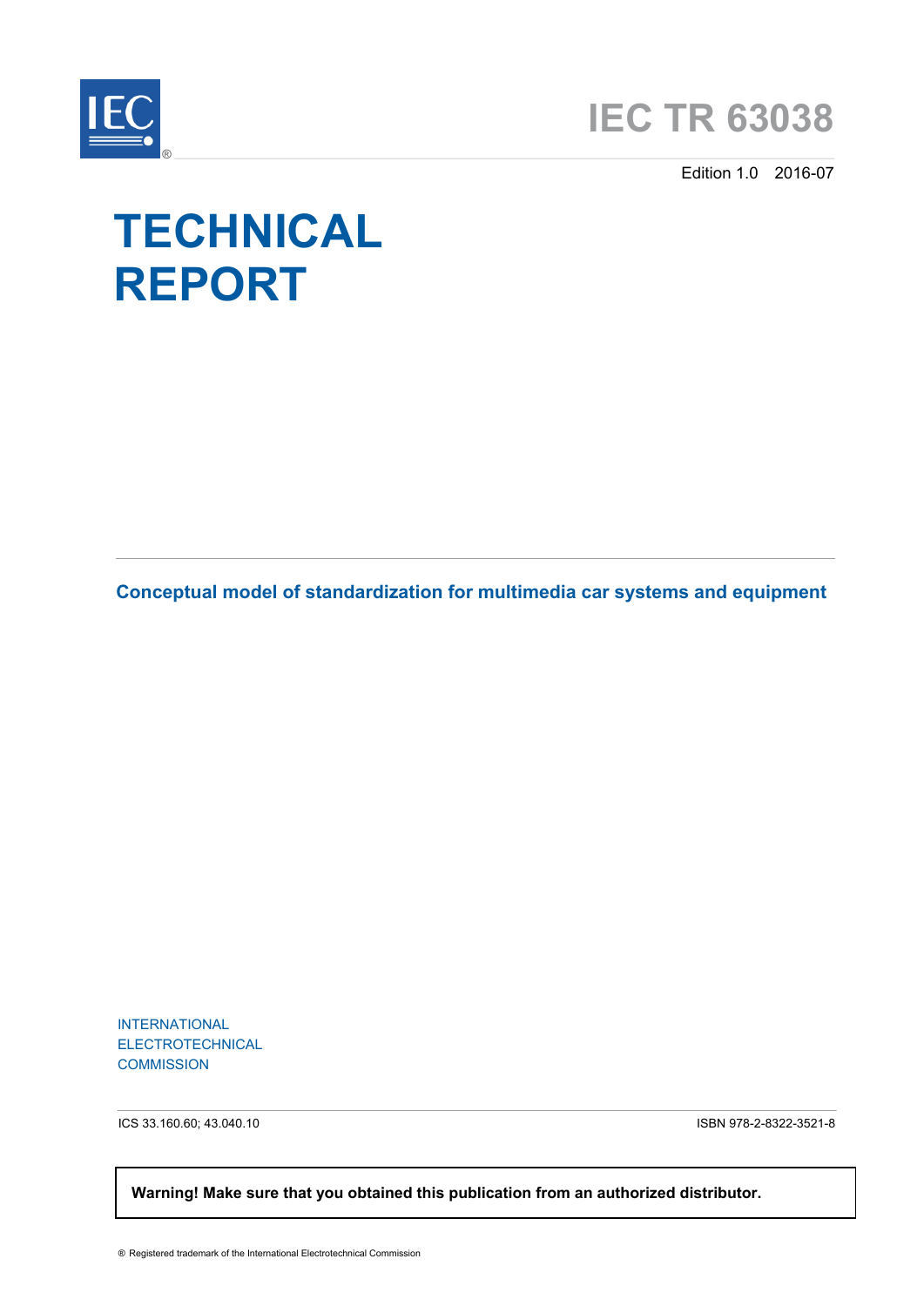# IEC TR 63038

Edition 1.0 2016-07

# TECHNICAL REPORT

## Conceptual model of standardization for multimedia car systems and equipment

INTERNATIONAL
ELECTROTECHNICAL
COMMISSION

ICS 33.160.60; 43.040.10

ISBN 978-2-8322-3521-8

**Warning! Make sure that you obtained this publication from an authorized distributor.**

® Registered trademark of the International Electrotechnical Commission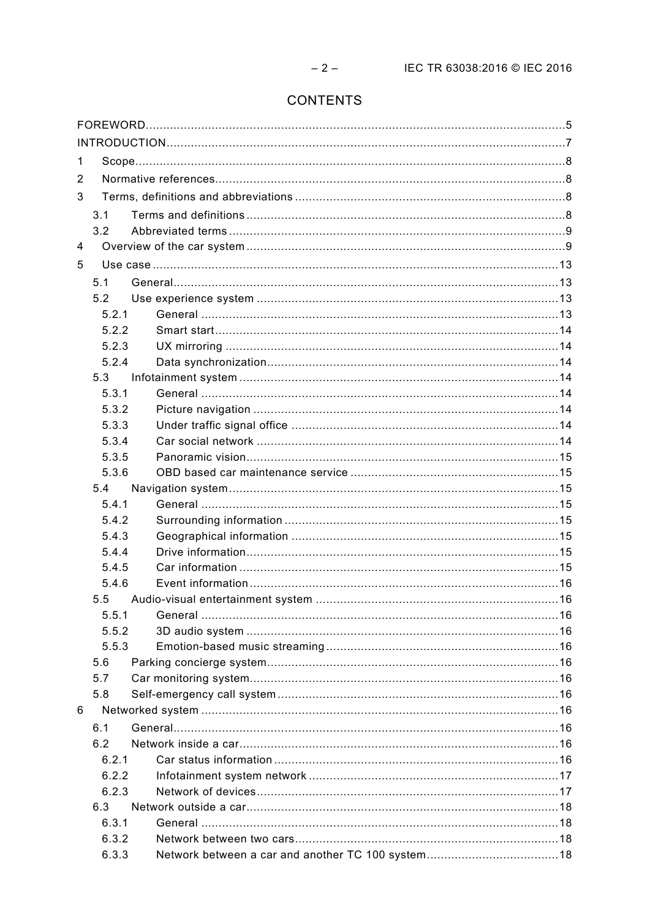# CONTENTS

FOREWORD ........................................................................................................................ 5
INTRODUCTION .................................................................................................................. 7
1 Scope ........................................................................................................................... 8
2 Normative references .................................................................................................... 8
3 Terms, definitions and abbreviations ............................................................................. 8
  3.1 Terms and definitions ........................................................................................... 8
  3.2 Abbreviated terms ................................................................................................ 9
4 Overview of the car system ........................................................................................... 9
5 Use case .................................................................................................................... 13
  5.1 General .............................................................................................................. 13
  5.2 Use experience system ...................................................................................... 13
    5.2.1 General ...................................................................................................... 13
    5.2.2 Smart start .................................................................................................. 14
    5.2.3 UX mirroring ............................................................................................... 14
    5.2.4 Data synchronization ................................................................................... 14
  5.3 Infotainment system ........................................................................................... 14
    5.3.1 General ...................................................................................................... 14
    5.3.2 Picture navigation ....................................................................................... 14
    5.3.3 Under traffic signal office ............................................................................ 14
    5.3.4 Car social network ...................................................................................... 14
    5.3.5 Panoramic vision ......................................................................................... 15
    5.3.6 OBD based car maintenance service ........................................................... 15
  5.4 Navigation system .............................................................................................. 15
    5.4.1 General ...................................................................................................... 15
    5.4.2 Surrounding information .............................................................................. 15
    5.4.3 Geographical information ............................................................................ 15
    5.4.4 Drive information ......................................................................................... 15
    5.4.5 Car information ........................................................................................... 15
    5.4.6 Event information ........................................................................................ 16
  5.5 Audio-visual entertainment system ..................................................................... 16
    5.5.1 General ...................................................................................................... 16
    5.5.2 3D audio system ......................................................................................... 16
    5.5.3 Emotion-based music streaming .................................................................. 16
  5.6 Parking concierge system ................................................................................... 16
  5.7 Car monitoring system ........................................................................................ 16
  5.8 Self-emergency call system ................................................................................ 16
6 Networked system ...................................................................................................... 16
  6.1 General .............................................................................................................. 16
  6.2 Network inside a car ........................................................................................... 16
    6.2.1 Car status information ................................................................................. 16
    6.2.2 Infotainment system network ....................................................................... 17
    6.2.3 Network of devices ...................................................................................... 17
  6.3 Network outside a car ......................................................................................... 18
    6.3.1 General ...................................................................................................... 18
    6.3.2 Network between two cars ........................................................................... 18
    6.3.3 Network between a car and another TC 100 system ...................................... 18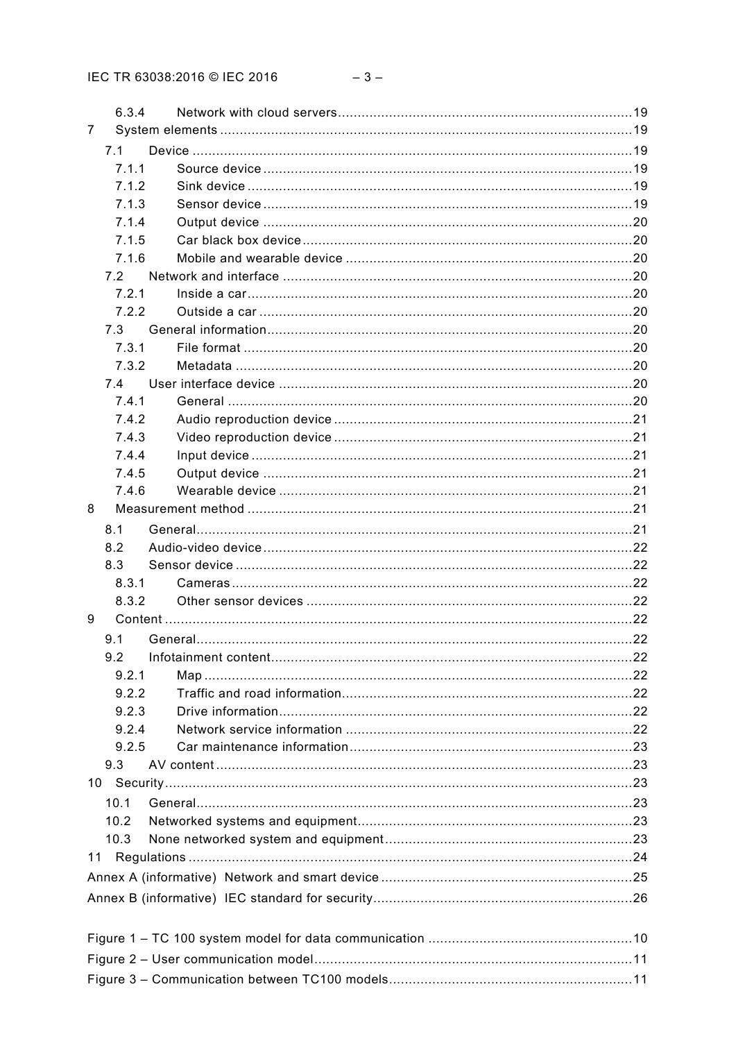6.3.4 Network with cloud servers ..... 19

7 System elements ..... 19

7.1 Device ..... 19

7.1.1 Source device ..... 19

7.1.2 Sink device ..... 19

7.1.3 Sensor device ..... 19

7.1.4 Output device ..... 20

7.1.5 Car black box device ..... 20

7.1.6 Mobile and wearable device ..... 20

7.2 Network and interface ..... 20

7.2.1 Inside a car ..... 20

7.2.2 Outside a car ..... 20

7.3 General information ..... 20

7.3.1 File format ..... 20

7.3.2 Metadata ..... 20

7.4 User interface device ..... 20

7.4.1 General ..... 20

7.4.2 Audio reproduction device ..... 21

7.4.3 Video reproduction device ..... 21

7.4.4 Input device ..... 21

7.4.5 Output device ..... 21

7.4.6 Wearable device ..... 21

8 Measurement method ..... 21

8.1 General ..... 21

8.2 Audio-video device ..... 22

8.3 Sensor device ..... 22

8.3.1 Cameras ..... 22

8.3.2 Other sensor devices ..... 22

9 Content ..... 22

9.1 General ..... 22

9.2 Infotainment content ..... 22

9.2.1 Map ..... 22

9.2.2 Traffic and road information ..... 22

9.2.3 Drive information ..... 22

9.2.4 Network service information ..... 22

9.2.5 Car maintenance information ..... 23

9.3 AV content ..... 23

10 Security ..... 23

10.1 General ..... 23

10.2 Networked systems and equipment ..... 23

10.3 None networked system and equipment ..... 23

11 Regulations ..... 24

Annex A (informative) Network and smart device ..... 25

Annex B (informative) IEC standard for security ..... 26

Figure 1 – TC 100 system model for data communication ..... 10

Figure 2 – User communication model ..... 11

Figure 3 – Communication between TC100 models ..... 11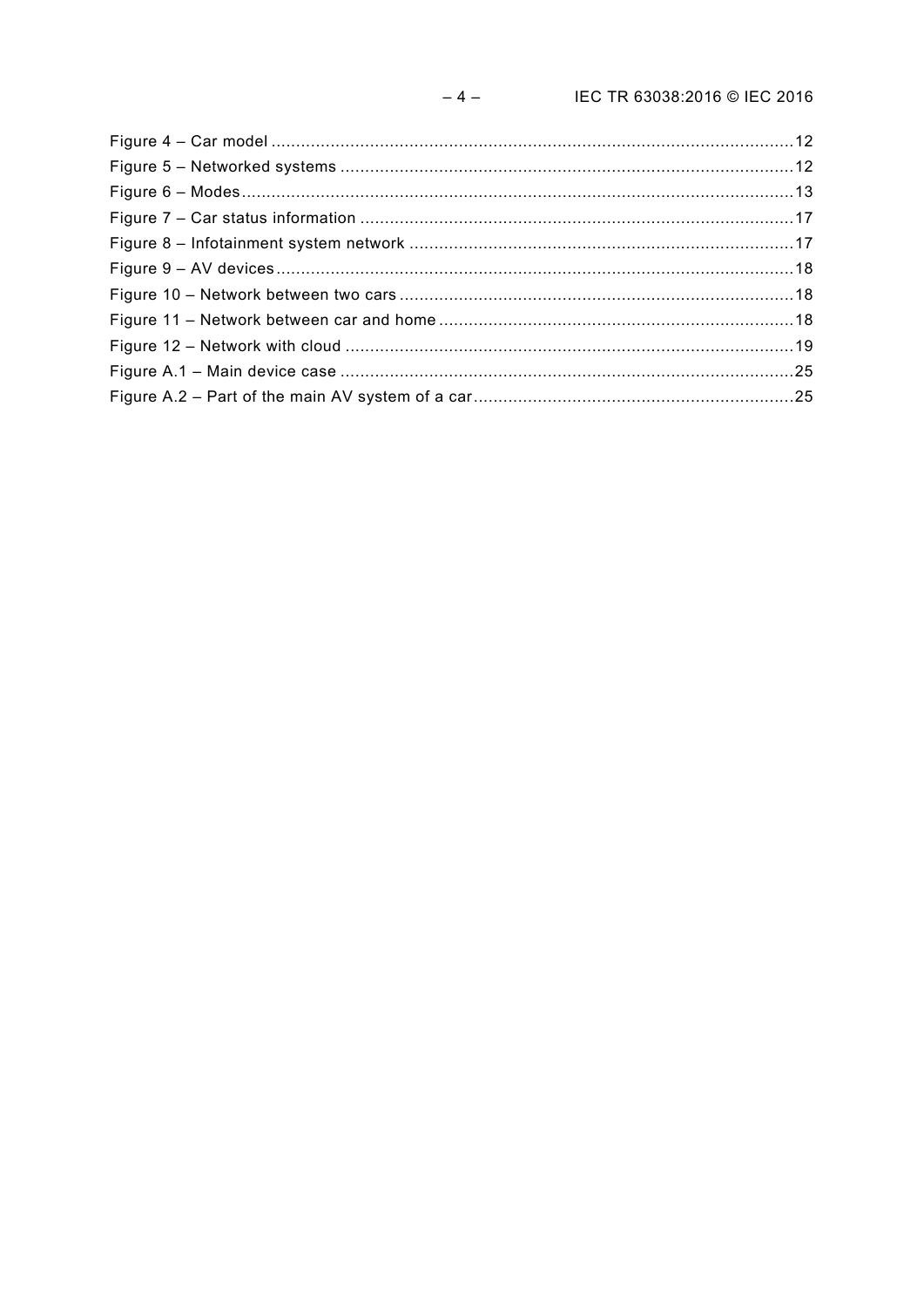Figure 4 – Car model ....................................................................................................... 12
Figure 5 – Networked systems ........................................................................................... 12
Figure 6 – Modes ............................................................................................................... 13
Figure 7 – Car status information ....................................................................................... 17
Figure 8 – Infotainment system network ............................................................................. 17
Figure 9 – AV devices ........................................................................................................ 18
Figure 10 – Network between two cars ............................................................................... 18
Figure 11 – Network between car and home ....................................................................... 18
Figure 12 – Network with cloud .......................................................................................... 19
Figure A.1 – Main device case ............................................................................................ 25
Figure A.2 – Part of the main AV system of a car ................................................................ 25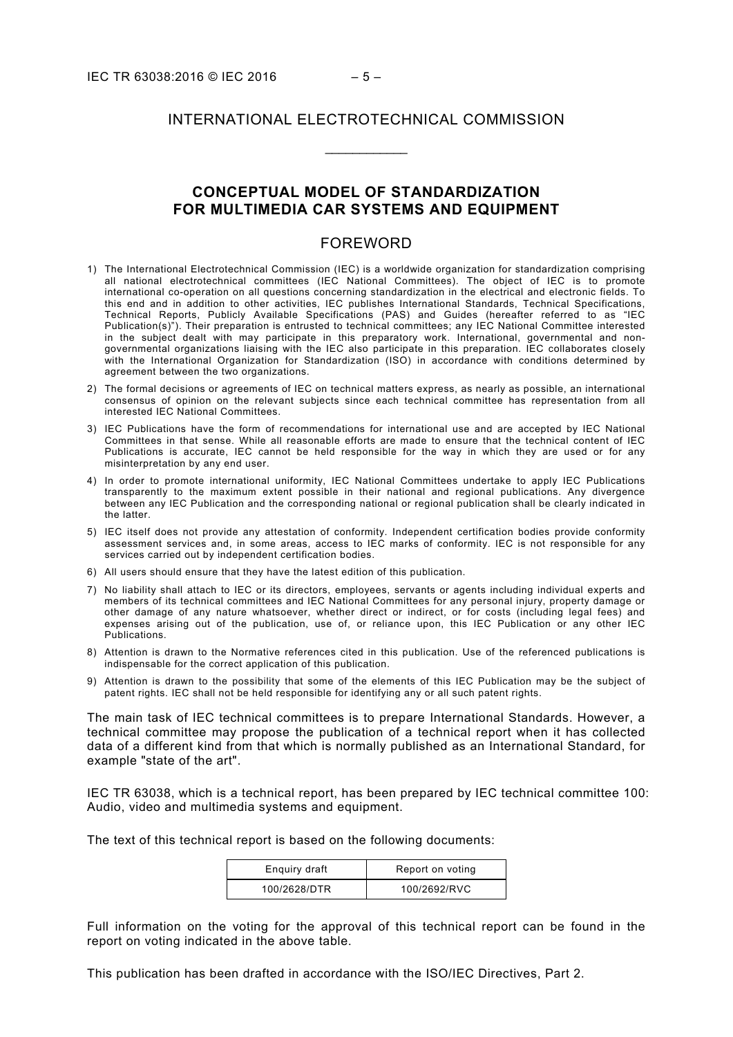# INTERNATIONAL ELECTROTECHNICAL COMMISSION

\_\_\_\_\_\_\_\_\_\_\_\_

## CONCEPTUAL MODEL OF STANDARDIZATION FOR MULTIMEDIA CAR SYSTEMS AND EQUIPMENT

## FOREWORD

1) The International Electrotechnical Commission (IEC) is a worldwide organization for standardization comprising all national electrotechnical committees (IEC National Committees). The object of IEC is to promote international co-operation on all questions concerning standardization in the electrical and electronic fields. To this end and in addition to other activities, IEC publishes International Standards, Technical Specifications, Technical Reports, Publicly Available Specifications (PAS) and Guides (hereafter referred to as "IEC Publication(s)"). Their preparation is entrusted to technical committees; any IEC National Committee interested in the subject dealt with may participate in this preparatory work. International, governmental and non-governmental organizations liaising with the IEC also participate in this preparation. IEC collaborates closely with the International Organization for Standardization (ISO) in accordance with conditions determined by agreement between the two organizations.
2) The formal decisions or agreements of IEC on technical matters express, as nearly as possible, an international consensus of opinion on the relevant subjects since each technical committee has representation from all interested IEC National Committees.
3) IEC Publications have the form of recommendations for international use and are accepted by IEC National Committees in that sense. While all reasonable efforts are made to ensure that the technical content of IEC Publications is accurate, IEC cannot be held responsible for the way in which they are used or for any misinterpretation by any end user.
4) In order to promote international uniformity, IEC National Committees undertake to apply IEC Publications transparently to the maximum extent possible in their national and regional publications. Any divergence between any IEC Publication and the corresponding national or regional publication shall be clearly indicated in the latter.
5) IEC itself does not provide any attestation of conformity. Independent certification bodies provide conformity assessment services and, in some areas, access to IEC marks of conformity. IEC is not responsible for any services carried out by independent certification bodies.
6) All users should ensure that they have the latest edition of this publication.
7) No liability shall attach to IEC or its directors, employees, servants or agents including individual experts and members of its technical committees and IEC National Committees for any personal injury, property damage or other damage of any nature whatsoever, whether direct or indirect, or for costs (including legal fees) and expenses arising out of the publication, use of, or reliance upon, this IEC Publication or any other IEC Publications.
8) Attention is drawn to the Normative references cited in this publication. Use of the referenced publications is indispensable for the correct application of this publication.
9) Attention is drawn to the possibility that some of the elements of this IEC Publication may be the subject of patent rights. IEC shall not be held responsible for identifying any or all such patent rights.

The main task of IEC technical committees is to prepare International Standards. However, a technical committee may propose the publication of a technical report when it has collected data of a different kind from that which is normally published as an International Standard, for example "state of the art".

IEC TR 63038, which is a technical report, has been prepared by IEC technical committee 100: Audio, video and multimedia systems and equipment.

The text of this technical report is based on the following documents:

| Enquiry draft | Report on voting |
|---|---|
| 100/2628/DTR | 100/2692/RVC |

Full information on the voting for the approval of this technical report can be found in the report on voting indicated in the above table.

This publication has been drafted in accordance with the ISO/IEC Directives, Part 2.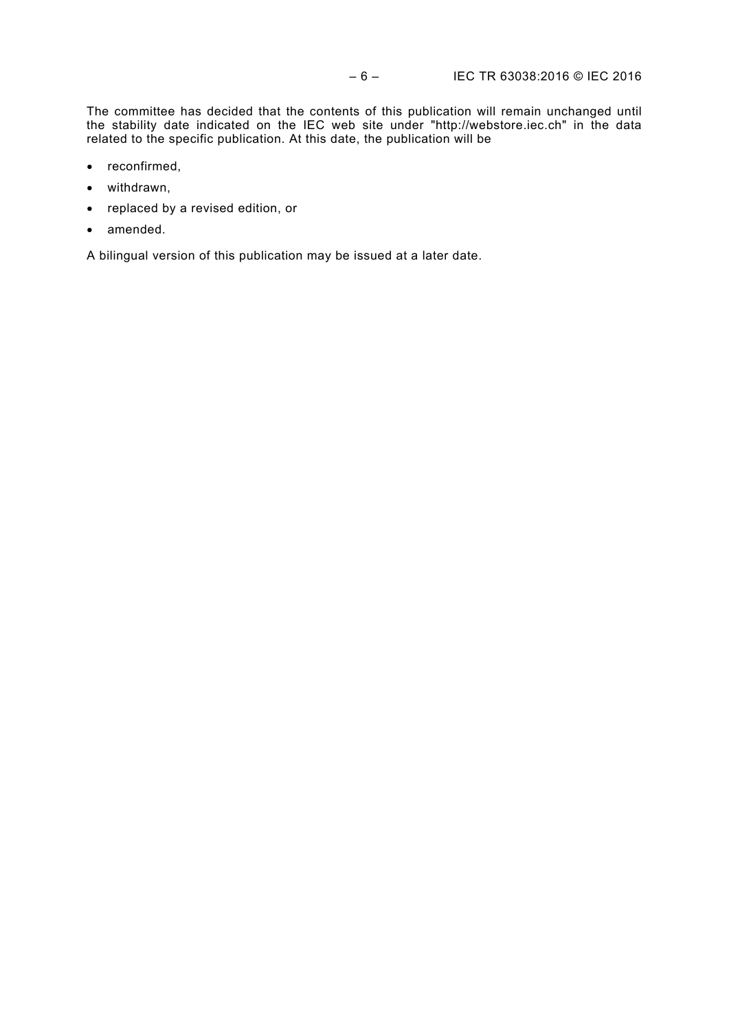The committee has decided that the contents of this publication will remain unchanged until the stability date indicated on the IEC web site under "http://webstore.iec.ch" in the data related to the specific publication. At this date, the publication will be

- reconfirmed,
- withdrawn,
- replaced by a revised edition, or
- amended.

A bilingual version of this publication may be issued at a later date.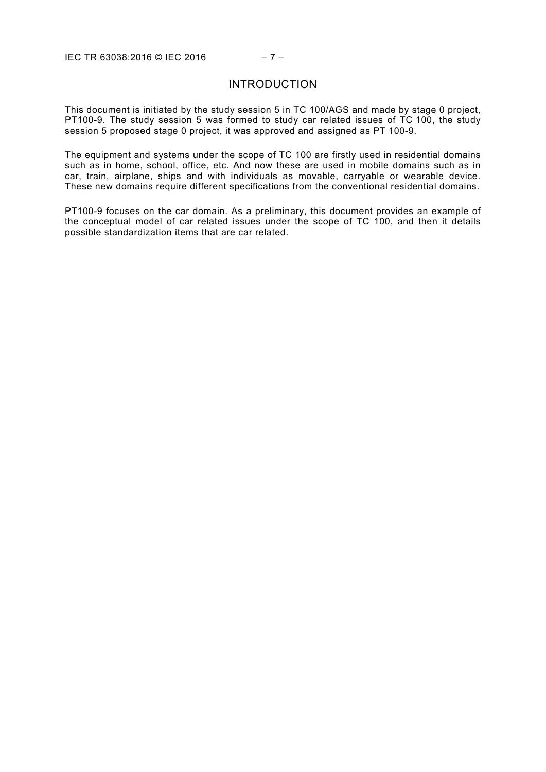# INTRODUCTION

This document is initiated by the study session 5 in TC 100/AGS and made by stage 0 project, PT100-9. The study session 5 was formed to study car related issues of TC 100, the study session 5 proposed stage 0 project, it was approved and assigned as PT 100-9.

The equipment and systems under the scope of TC 100 are firstly used in residential domains such as in home, school, office, etc. And now these are used in mobile domains such as in car, train, airplane, ships and with individuals as movable, carryable or wearable device. These new domains require different specifications from the conventional residential domains.

PT100-9 focuses on the car domain. As a preliminary, this document provides an example of the conceptual model of car related issues under the scope of TC 100, and then it details possible standardization items that are car related.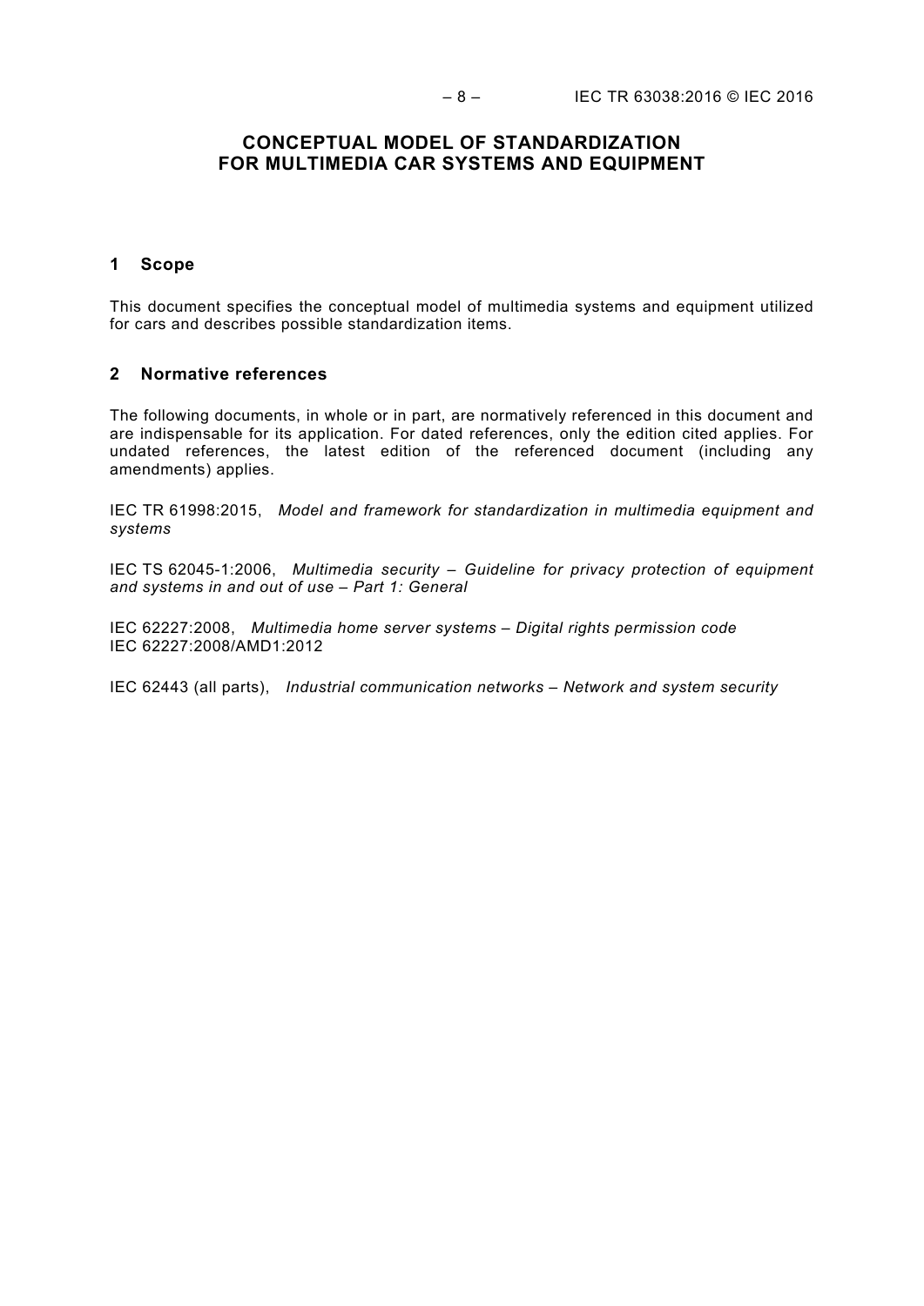# CONCEPTUAL MODEL OF STANDARDIZATION FOR MULTIMEDIA CAR SYSTEMS AND EQUIPMENT

## 1 Scope

This document specifies the conceptual model of multimedia systems and equipment utilized for cars and describes possible standardization items.

## 2 Normative references

The following documents, in whole or in part, are normatively referenced in this document and are indispensable for its application. For dated references, only the edition cited applies. For undated references, the latest edition of the referenced document (including any amendments) applies.

IEC TR 61998:2015, *Model and framework for standardization in multimedia equipment and systems*

IEC TS 62045-1:2006, *Multimedia security – Guideline for privacy protection of equipment and systems in and out of use – Part 1: General*

IEC 62227:2008, *Multimedia home server systems – Digital rights permission code*
IEC 62227:2008/AMD1:2012

IEC 62443 (all parts), *Industrial communication networks – Network and system security*